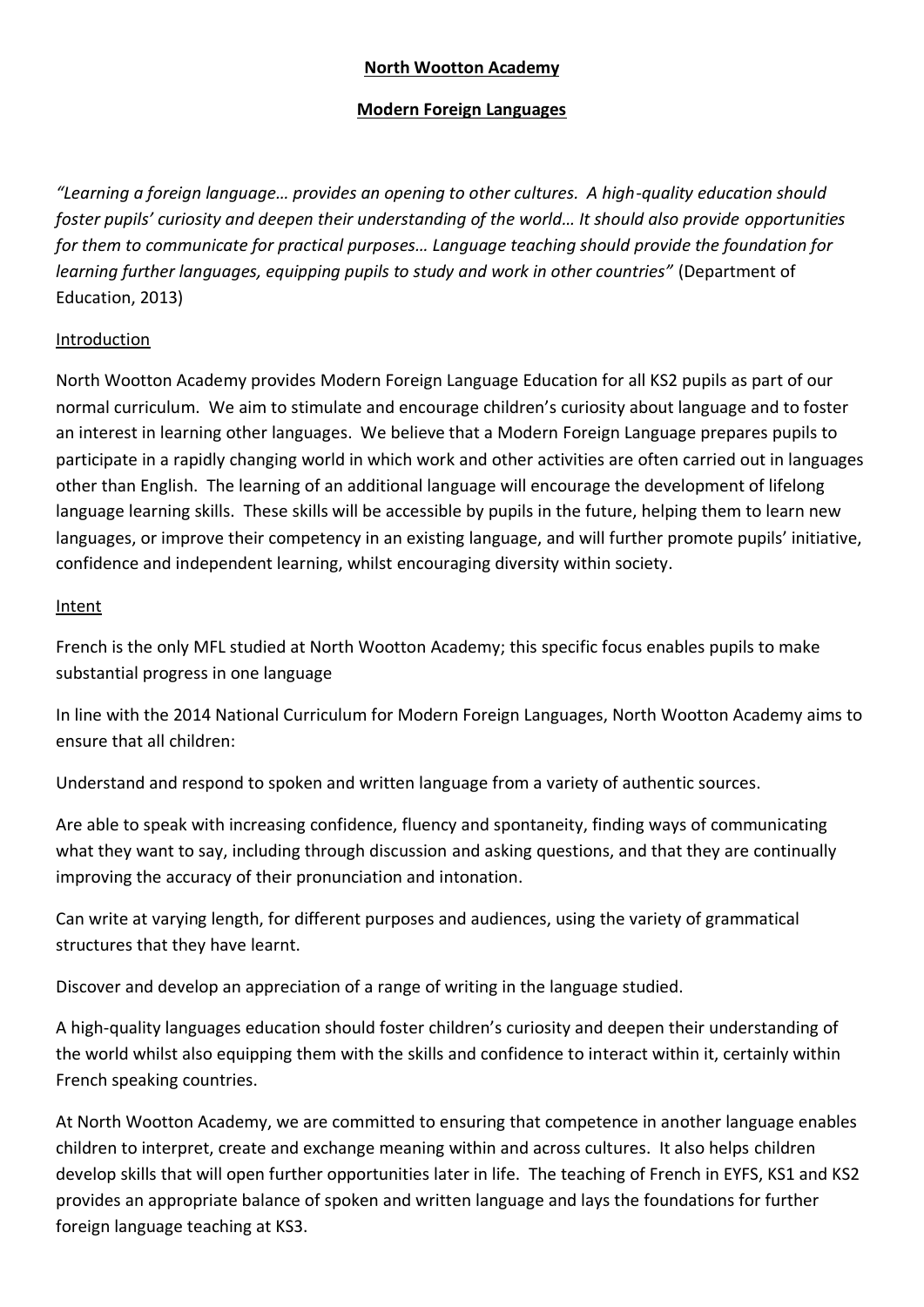# North Wootton Academy

## Modern Foreign Languages

*"Learning a foreign language… provides an opening to other cultures. A high-quality education should foster pupils' curiosity and deepen their understanding of the world… It should also provide opportunities for them to communicate for practical purposes… Language teaching should provide the foundation for learning further languages, equipping pupils to study and work in other countries"* (Department of Education, 2013)

### Introduction

North Wootton Academy provides Modern Foreign Language Education for all KS2 pupils as part of our normal curriculum. We aim to stimulate and encourage children's curiosity about language and to foster an interest in learning other languages. We believe that a Modern Foreign Language prepares pupils to participate in a rapidly changing world in which work and other activities are often carried out in languages other than English. The learning of an additional language will encourage the development of lifelong language learning skills. These skills will be accessible by pupils in the future, helping them to learn new languages, or improve their competency in an existing language, and will further promote pupils' initiative, confidence and independent learning, whilst encouraging diversity within society.

### Intent

French is the only MFL studied at North Wootton Academy; this specific focus enables pupils to make substantial progress in one language

In line with the 2014 National Curriculum for Modern Foreign Languages, North Wootton Academy aims to ensure that all children:

Understand and respond to spoken and written language from a variety of authentic sources.

Are able to speak with increasing confidence, fluency and spontaneity, finding ways of communicating what they want to say, including through discussion and asking questions, and that they are continually improving the accuracy of their pronunciation and intonation.

Can write at varying length, for different purposes and audiences, using the variety of grammatical structures that they have learnt.

Discover and develop an appreciation of a range of writing in the language studied.

A high-quality languages education should foster children's curiosity and deepen their understanding of the world whilst also equipping them with the skills and confidence to interact within it, certainly within French speaking countries.

At North Wootton Academy, we are committed to ensuring that competence in another language enables children to interpret, create and exchange meaning within and across cultures. It also helps children develop skills that will open further opportunities later in life. The teaching of French in EYFS, KS1 and KS2 provides an appropriate balance of spoken and written language and lays the foundations for further foreign language teaching at KS3.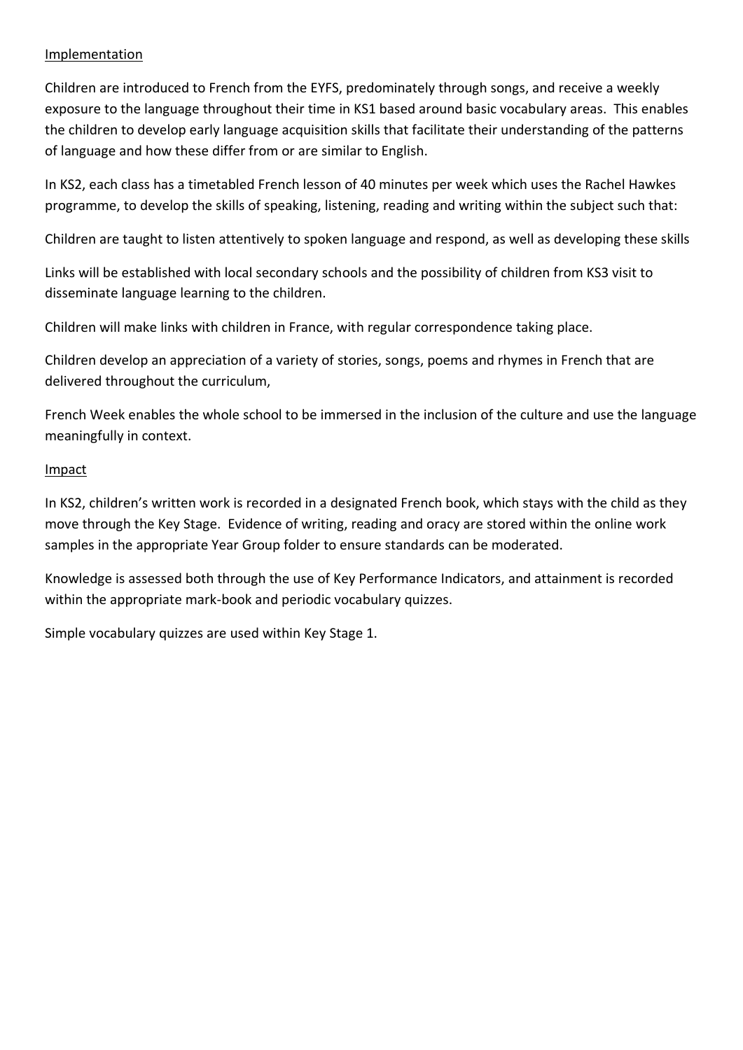<u>Implementation</u>

Children are introduced to French from the EYFS, predominately through songs, and receive a weekly exposure to the language throughout their time in KS1 based around basic vocabulary areas. This enables the children to develop early language acquisition skills that facilitate their understanding of the patterns of language and how these differ from or are similar to English.

In KS2, each class has a timetabled French lesson of 40 minutes per week which uses the Rachel Hawkes programme, to develop the skills of speaking, listening, reading and writing within the subject such that:

Children are taught to listen attentively to spoken language and respond, as well as developing these skills

Links will be established with local secondary schools and the possibility of children from KS3 visit to disseminate language learning to the children.

Children will make links with children in France, with regular correspondence taking place.

Children develop an appreciation of a variety of stories, songs, poems and rhymes in French that are delivered throughout the curriculum,

French Week enables the whole school to be immersed in the inclusion of the culture and use the language meaningfully in context.

<u>Impact</u>

In KS2, children's written work is recorded in a designated French book, which stays with the child as they move through the Key Stage. Evidence of writing, reading and oracy are stored within the online work samples in the appropriate Year Group folder to ensure standards can be moderated.

Knowledge is assessed both through the use of Key Performance Indicators, and attainment is recorded within the appropriate mark-book and periodic vocabulary quizzes.

Simple vocabulary quizzes are used within Key Stage 1.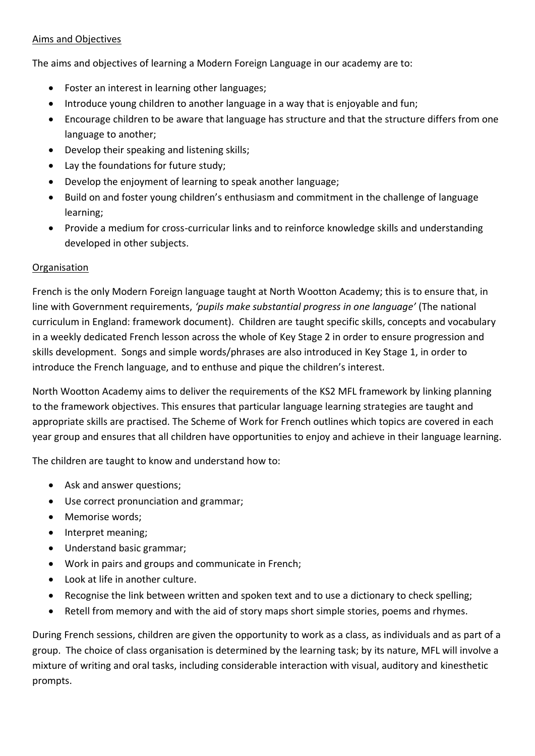## Aims and Objectives

The aims and objectives of learning a Modern Foreign Language in our academy are to:

- Foster an interest in learning other languages;
- Introduce young children to another language in a way that is enjoyable and fun;
- Encourage children to be aware that language has structure and that the structure differs from one language to another;
- Develop their speaking and listening skills;
- Lay the foundations for future study;
- Develop the enjoyment of learning to speak another language;
- Build on and foster young children's enthusiasm and commitment in the challenge of language learning;
- Provide a medium for cross-curricular links and to reinforce knowledge skills and understanding developed in other subjects.

## Organisation

French is the only Modern Foreign language taught at North Wootton Academy; this is to ensure that, in line with Government requirements, *'pupils make substantial progress in one language'* (The national curriculum in England: framework document). Children are taught specific skills, concepts and vocabulary in a weekly dedicated French lesson across the whole of Key Stage 2 in order to ensure progression and skills development. Songs and simple words/phrases are also introduced in Key Stage 1, in order to introduce the French language, and to enthuse and pique the children's interest.

North Wootton Academy aims to deliver the requirements of the KS2 MFL framework by linking planning to the framework objectives. This ensures that particular language learning strategies are taught and appropriate skills are practised. The Scheme of Work for French outlines which topics are covered in each year group and ensures that all children have opportunities to enjoy and achieve in their language learning.

The children are taught to know and understand how to:

- Ask and answer questions;
- Use correct pronunciation and grammar;
- Memorise words;
- Interpret meaning;
- Understand basic grammar;
- Work in pairs and groups and communicate in French;
- Look at life in another culture.
- Recognise the link between written and spoken text and to use a dictionary to check spelling;
- Retell from memory and with the aid of story maps short simple stories, poems and rhymes.

During French sessions, children are given the opportunity to work as a class, as individuals and as part of a group. The choice of class organisation is determined by the learning task; by its nature, MFL will involve a mixture of writing and oral tasks, including considerable interaction with visual, auditory and kinesthetic prompts.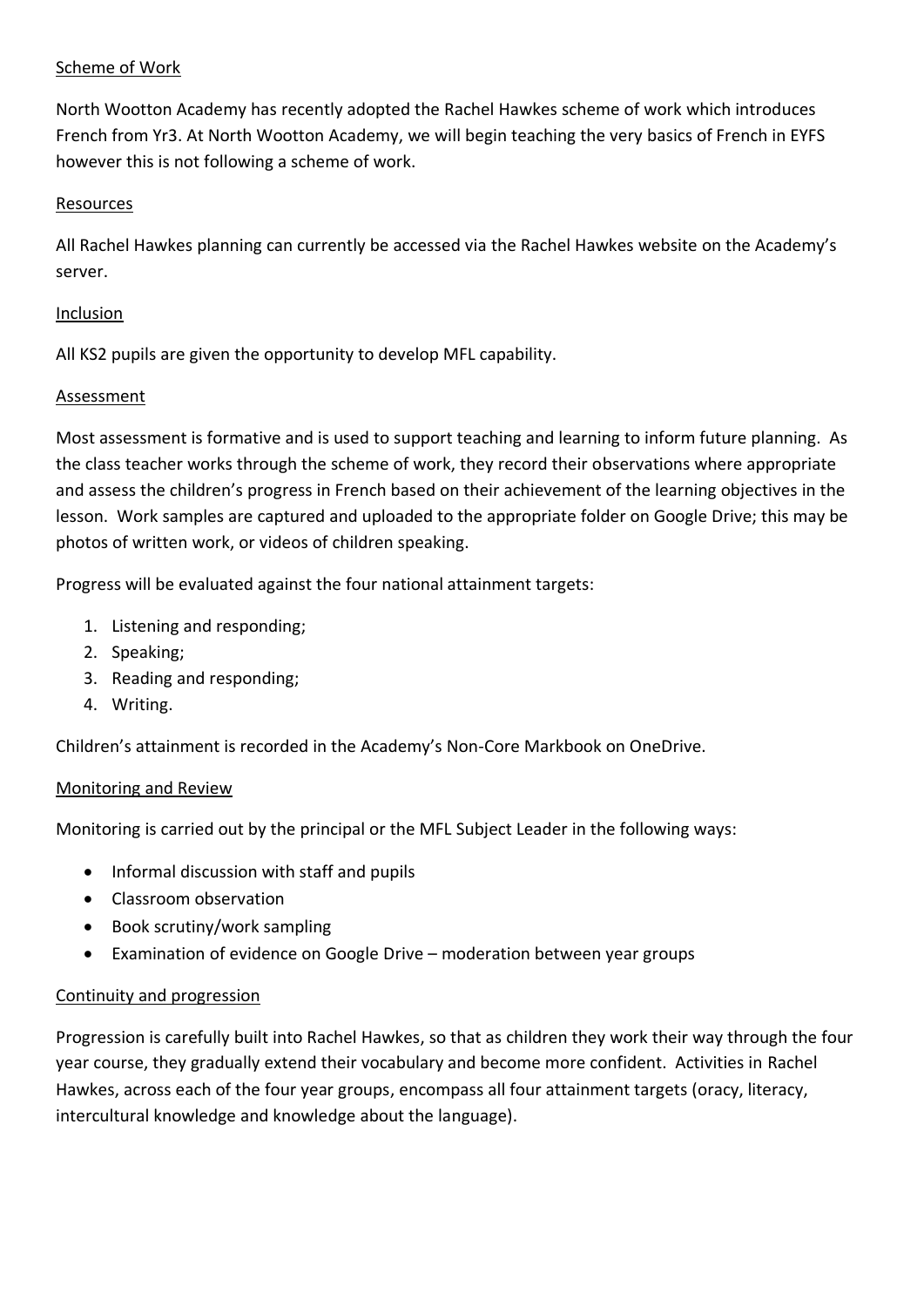## Scheme of Work

North Wootton Academy has recently adopted the Rachel Hawkes scheme of work which introduces French from Yr3. At North Wootton Academy, we will begin teaching the very basics of French in EYFS however this is not following a scheme of work.

## Resources

All Rachel Hawkes planning can currently be accessed via the Rachel Hawkes website on the Academy's server.

## Inclusion

All KS2 pupils are given the opportunity to develop MFL capability.

## Assessment

Most assessment is formative and is used to support teaching and learning to inform future planning. As the class teacher works through the scheme of work, they record their observations where appropriate and assess the children's progress in French based on their achievement of the learning objectives in the lesson. Work samples are captured and uploaded to the appropriate folder on Google Drive; this may be photos of written work, or videos of children speaking.

Progress will be evaluated against the four national attainment targets:

1. Listening and responding;
2. Speaking;
3. Reading and responding;
4. Writing.

Children's attainment is recorded in the Academy's Non-Core Markbook on OneDrive.

## Monitoring and Review

Monitoring is carried out by the principal or the MFL Subject Leader in the following ways:

- Informal discussion with staff and pupils
- Classroom observation
- Book scrutiny/work sampling
- Examination of evidence on Google Drive – moderation between year groups

## Continuity and progression

Progression is carefully built into Rachel Hawkes, so that as children they work their way through the four year course, they gradually extend their vocabulary and become more confident. Activities in Rachel Hawkes, across each of the four year groups, encompass all four attainment targets (oracy, literacy, intercultural knowledge and knowledge about the language).